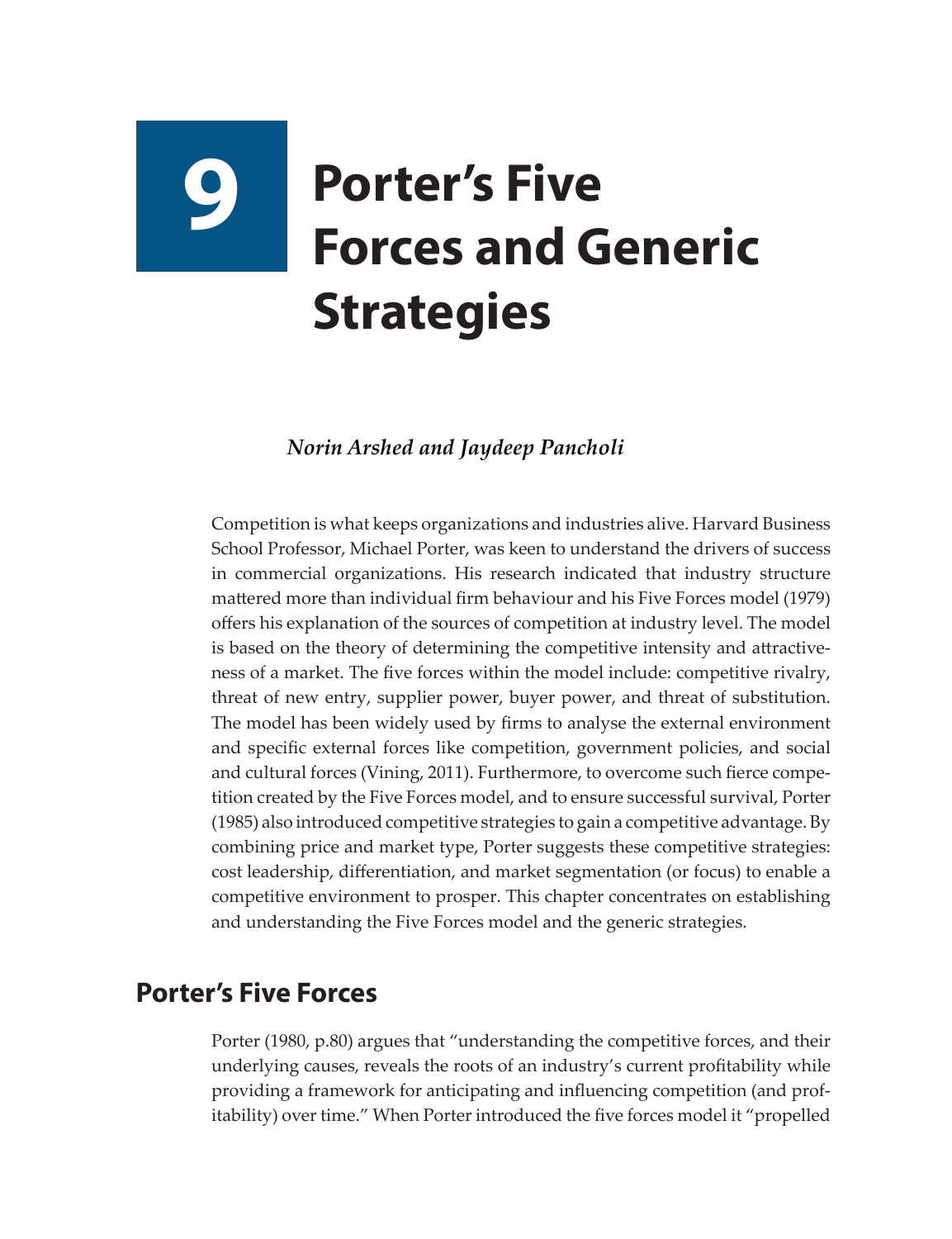# 9 Porter's Five Forces and Generic Strategies

*Norin Arshed and Jaydeep Pancholi*

Competition is what keeps organizations and industries alive. Harvard Business School Professor, Michael Porter, was keen to understand the drivers of success in commercial organizations. His research indicated that industry structure mattered more than individual firm behaviour and his Five Forces model (1979) offers his explanation of the sources of competition at industry level. The model is based on the theory of determining the competitive intensity and attractiveness of a market. The five forces within the model include: competitive rivalry, threat of new entry, supplier power, buyer power, and threat of substitution. The model has been widely used by firms to analyse the external environment and specific external forces like competition, government policies, and social and cultural forces (Vining, 2011). Furthermore, to overcome such fierce competition created by the Five Forces model, and to ensure successful survival, Porter (1985) also introduced competitive strategies to gain a competitive advantage. By combining price and market type, Porter suggests these competitive strategies: cost leadership, differentiation, and market segmentation (or focus) to enable a competitive environment to prosper. This chapter concentrates on establishing and understanding the Five Forces model and the generic strategies.

## Porter's Five Forces

Porter (1980, p.80) argues that "understanding the competitive forces, and their underlying causes, reveals the roots of an industry's current profitability while providing a framework for anticipating and influencing competition (and profitability) over time." When Porter introduced the five forces model it "propelled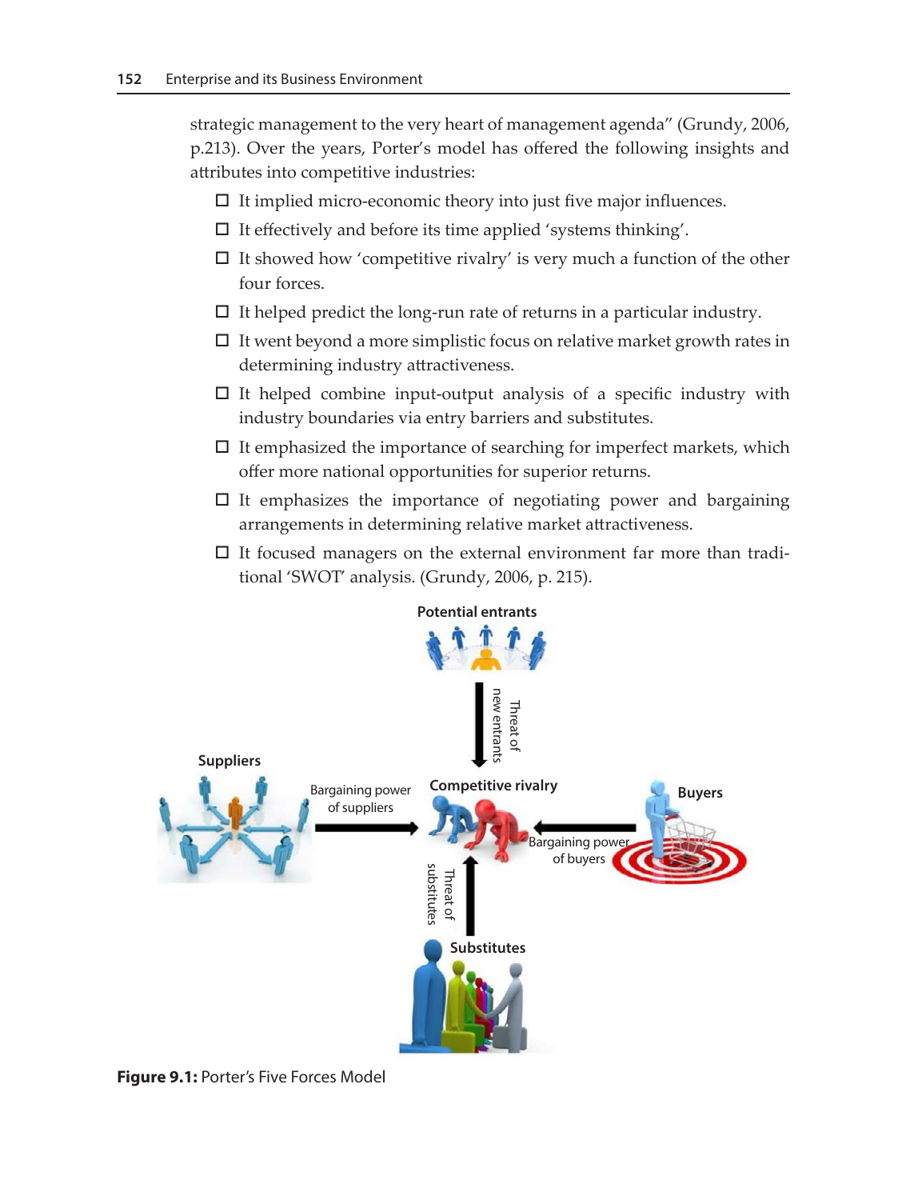strategic management to the very heart of management agenda" (Grundy, 2006, p.213). Over the years, Porter's model has offered the following insights and attributes into competitive industries:

- It implied micro-economic theory into just five major influences.
- It effectively and before its time applied 'systems thinking'.
- It showed how 'competitive rivalry' is very much a function of the other four forces.
- It helped predict the long-run rate of returns in a particular industry.
- It went beyond a more simplistic focus on relative market growth rates in determining industry attractiveness.
- It helped combine input-output analysis of a specific industry with industry boundaries via entry barriers and substitutes.
- It emphasized the importance of searching for imperfect markets, which offer more national opportunities for superior returns.
- It emphasizes the importance of negotiating power and bargaining arrangements in determining relative market attractiveness.
- It focused managers on the external environment far more than traditional 'SWOT' analysis. (Grundy, 2006, p. 215).

Potential entrants

Threat of new entrants

Suppliers

Bargaining power of suppliers

Competitive rivalry

Buyers

Bargaining power of buyers

Threat of substitutes

Substitutes

**Figure 9.1:** Porter's Five Forces Model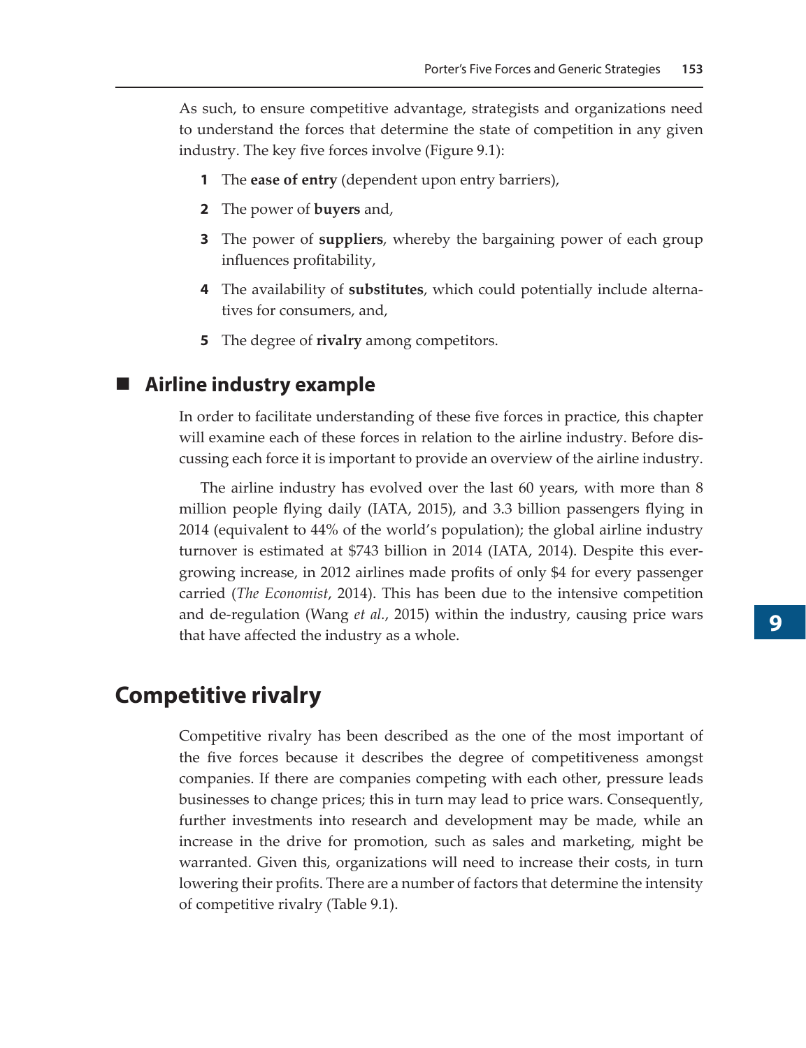As such, to ensure competitive advantage, strategists and organizations need to understand the forces that determine the state of competition in any given industry. The key five forces involve (Figure 9.1):

1. The **ease of entry** (dependent upon entry barriers),
2. The power of **buyers** and,
3. The power of **suppliers**, whereby the bargaining power of each group influences profitability,
4. The availability of **substitutes**, which could potentially include alternatives for consumers, and,
5. The degree of **rivalry** among competitors.

### Airline industry example

In order to facilitate understanding of these five forces in practice, this chapter will examine each of these forces in relation to the airline industry. Before discussing each force it is important to provide an overview of the airline industry.

The airline industry has evolved over the last 60 years, with more than 8 million people flying daily (IATA, 2015), and 3.3 billion passengers flying in 2014 (equivalent to 44% of the world's population); the global airline industry turnover is estimated at $743 billion in 2014 (IATA, 2014). Despite this ever-growing increase, in 2012 airlines made profits of only $4 for every passenger carried (*The Economist*, 2014). This has been due to the intensive competition and de-regulation (Wang *et al*., 2015) within the industry, causing price wars that have affected the industry as a whole.

## Competitive rivalry

Competitive rivalry has been described as the one of the most important of the five forces because it describes the degree of competitiveness amongst companies. If there are companies competing with each other, pressure leads businesses to change prices; this in turn may lead to price wars. Consequently, further investments into research and development may be made, while an increase in the drive for promotion, such as sales and marketing, might be warranted. Given this, organizations will need to increase their costs, in turn lowering their profits. There are a number of factors that determine the intensity of competitive rivalry (Table 9.1).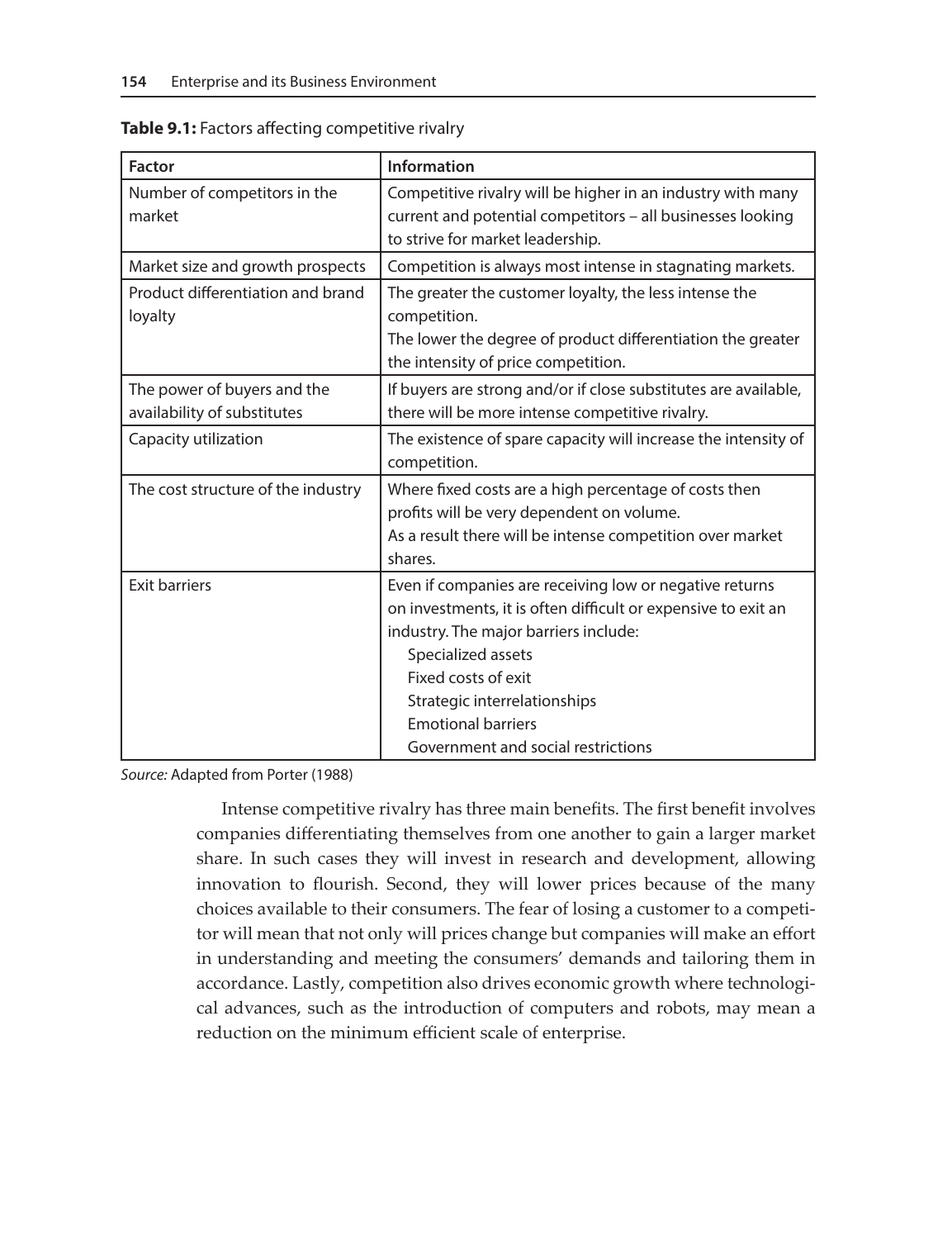**Table 9.1:** Factors affecting competitive rivalry

| Factor | Information |
|---|---|
| Number of competitors in the market | Competitive rivalry will be higher in an industry with many current and potential competitors – all businesses looking to strive for market leadership. |
| Market size and growth prospects | Competition is always most intense in stagnating markets. |
| Product differentiation and brand loyalty | The greater the customer loyalty, the less intense the competition.<br>The lower the degree of product differentiation the greater the intensity of price competition. |
| The power of buyers and the availability of substitutes | If buyers are strong and/or if close substitutes are available, there will be more intense competitive rivalry. |
| Capacity utilization | The existence of spare capacity will increase the intensity of competition. |
| The cost structure of the industry | Where fixed costs are a high percentage of costs then profits will be very dependent on volume.<br>As a result there will be intense competition over market shares. |
| Exit barriers | Even if companies are receiving low or negative returns on investments, it is often difficult or expensive to exit an industry. The major barriers include:<br>Specialized assets<br>Fixed costs of exit<br>Strategic interrelationships<br>Emotional barriers<br>Government and social restrictions |

*Source:* Adapted from Porter (1988)

Intense competitive rivalry has three main benefits. The first benefit involves companies differentiating themselves from one another to gain a larger market share. In such cases they will invest in research and development, allowing innovation to flourish. Second, they will lower prices because of the many choices available to their consumers. The fear of losing a customer to a competitor will mean that not only will prices change but companies will make an effort in understanding and meeting the consumers' demands and tailoring them in accordance. Lastly, competition also drives economic growth where technological advances, such as the introduction of computers and robots, may mean a reduction on the minimum efficient scale of enterprise.